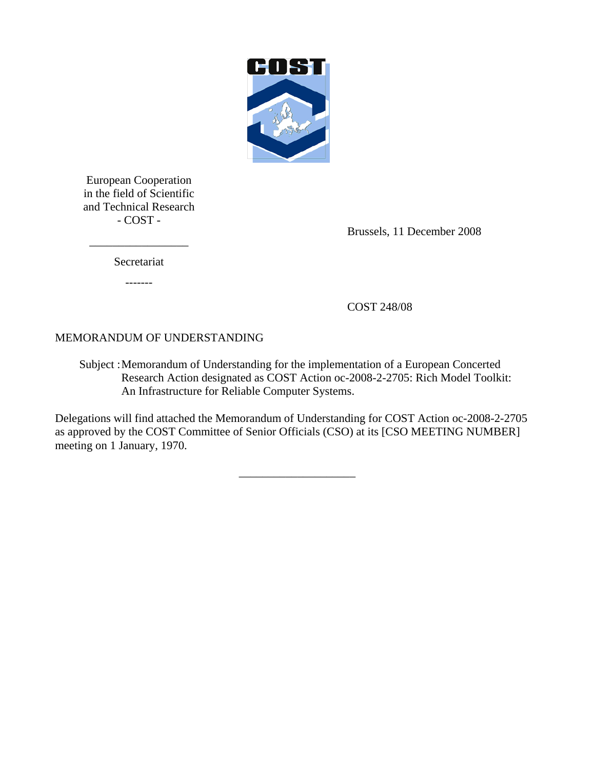COST

European Cooperation
in the field of Scientific
and Technical Research
- COST -

Brussels, 11 December 2008

---

Secretariat

-------

COST 248/08

MEMORANDUM OF UNDERSTANDING

Subject : Memorandum of Understanding for the implementation of a European Concerted Research Action designated as COST Action oc-2008-2-2705: Rich Model Toolkit: An Infrastructure for Reliable Computer Systems.

Delegations will find attached the Memorandum of Understanding for COST Action oc-2008-2-2705 as approved by the COST Committee of Senior Officials (CSO) at its [CSO MEETING NUMBER] meeting on 1 January, 1970.

---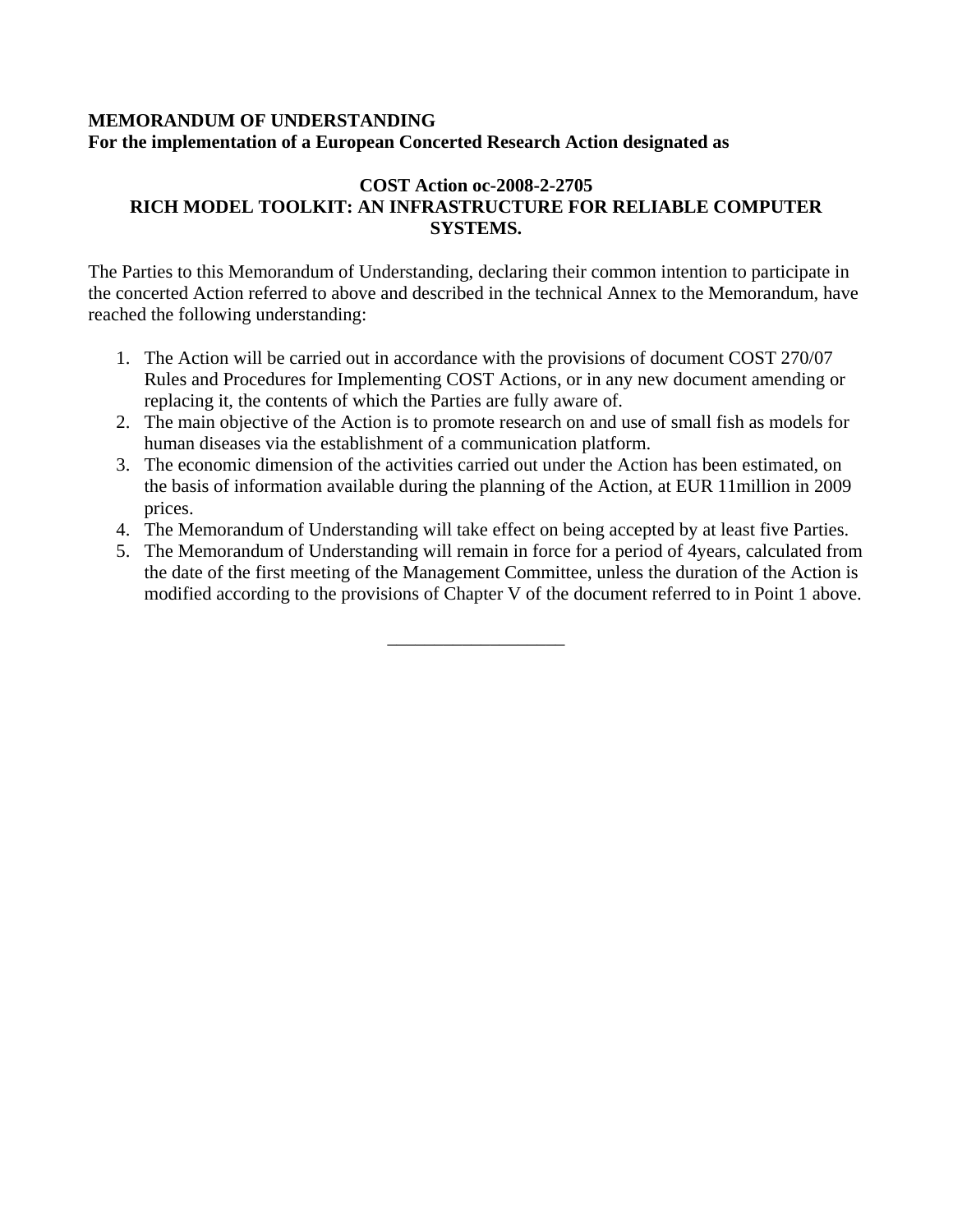**MEMORANDUM OF UNDERSTANDING**
**For the implementation of a European Concerted Research Action designated as**

**COST Action oc-2008-2-2705**
**RICH MODEL TOOLKIT: AN INFRASTRUCTURE FOR RELIABLE COMPUTER SYSTEMS.**

The Parties to this Memorandum of Understanding, declaring their common intention to participate in the concerted Action referred to above and described in the technical Annex to the Memorandum, have reached the following understanding:

1. The Action will be carried out in accordance with the provisions of document COST 270/07 Rules and Procedures for Implementing COST Actions, or in any new document amending or replacing it, the contents of which the Parties are fully aware of.
2. The main objective of the Action is to promote research on and use of small fish as models for human diseases via the establishment of a communication platform.
3. The economic dimension of the activities carried out under the Action has been estimated, on the basis of information available during the planning of the Action, at EUR 11million in 2009 prices.
4. The Memorandum of Understanding will take effect on being accepted by at least five Parties.
5. The Memorandum of Understanding will remain in force for a period of 4years, calculated from the date of the first meeting of the Management Committee, unless the duration of the Action is modified according to the provisions of Chapter V of the document referred to in Point 1 above.

___________________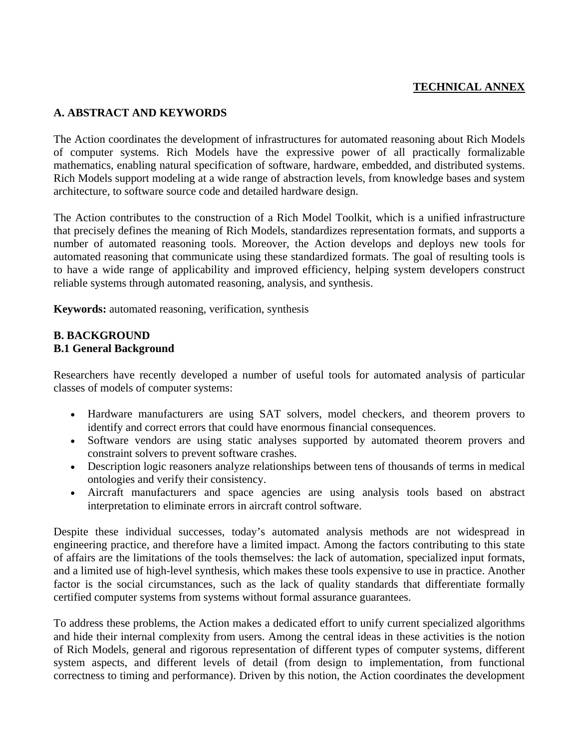**TECHNICAL ANNEX**

## A. ABSTRACT AND KEYWORDS

The Action coordinates the development of infrastructures for automated reasoning about Rich Models of computer systems. Rich Models have the expressive power of all practically formalizable mathematics, enabling natural specification of software, hardware, embedded, and distributed systems. Rich Models support modeling at a wide range of abstraction levels, from knowledge bases and system architecture, to software source code and detailed hardware design.

The Action contributes to the construction of a Rich Model Toolkit, which is a unified infrastructure that precisely defines the meaning of Rich Models, standardizes representation formats, and supports a number of automated reasoning tools. Moreover, the Action develops and deploys new tools for automated reasoning that communicate using these standardized formats. The goal of resulting tools is to have a wide range of applicability and improved efficiency, helping system developers construct reliable systems through automated reasoning, analysis, and synthesis.

**Keywords:** automated reasoning, verification, synthesis

## B. BACKGROUND

### B.1 General Background

Researchers have recently developed a number of useful tools for automated analysis of particular classes of models of computer systems:

- Hardware manufacturers are using SAT solvers, model checkers, and theorem provers to identify and correct errors that could have enormous financial consequences.
- Software vendors are using static analyses supported by automated theorem provers and constraint solvers to prevent software crashes.
- Description logic reasoners analyze relationships between tens of thousands of terms in medical ontologies and verify their consistency.
- Aircraft manufacturers and space agencies are using analysis tools based on abstract interpretation to eliminate errors in aircraft control software.

Despite these individual successes, today's automated analysis methods are not widespread in engineering practice, and therefore have a limited impact. Among the factors contributing to this state of affairs are the limitations of the tools themselves: the lack of automation, specialized input formats, and a limited use of high-level synthesis, which makes these tools expensive to use in practice. Another factor is the social circumstances, such as the lack of quality standards that differentiate formally certified computer systems from systems without formal assurance guarantees.

To address these problems, the Action makes a dedicated effort to unify current specialized algorithms and hide their internal complexity from users. Among the central ideas in these activities is the notion of Rich Models, general and rigorous representation of different types of computer systems, different system aspects, and different levels of detail (from design to implementation, from functional correctness to timing and performance). Driven by this notion, the Action coordinates the development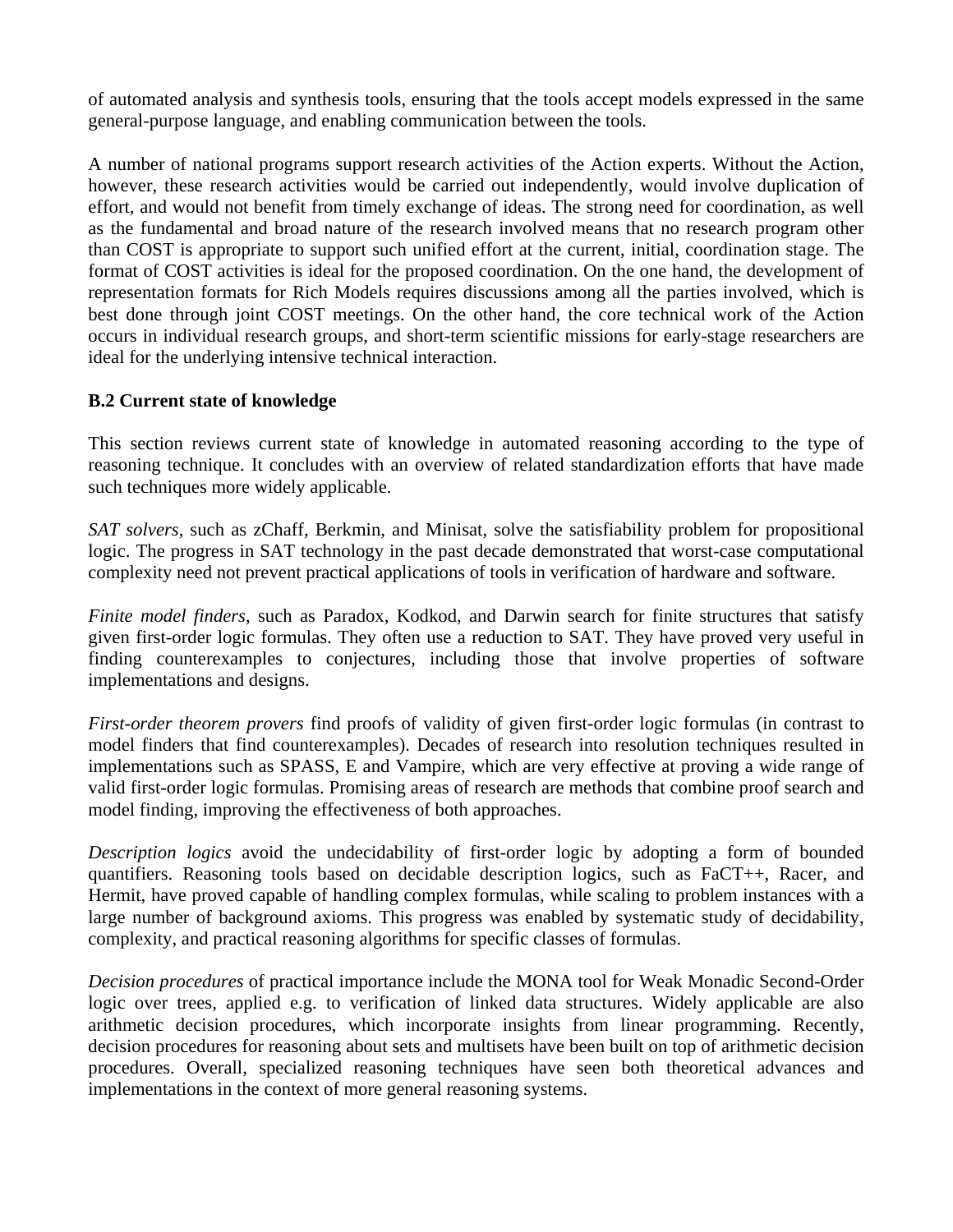of automated analysis and synthesis tools, ensuring that the tools accept models expressed in the same general-purpose language, and enabling communication between the tools.

A number of national programs support research activities of the Action experts. Without the Action, however, these research activities would be carried out independently, would involve duplication of effort, and would not benefit from timely exchange of ideas. The strong need for coordination, as well as the fundamental and broad nature of the research involved means that no research program other than COST is appropriate to support such unified effort at the current, initial, coordination stage. The format of COST activities is ideal for the proposed coordination. On the one hand, the development of representation formats for Rich Models requires discussions among all the parties involved, which is best done through joint COST meetings. On the other hand, the core technical work of the Action occurs in individual research groups, and short-term scientific missions for early-stage researchers are ideal for the underlying intensive technical interaction.

### B.2 Current state of knowledge

This section reviews current state of knowledge in automated reasoning according to the type of reasoning technique. It concludes with an overview of related standardization efforts that have made such techniques more widely applicable.

*SAT solvers*, such as zChaff, Berkmin, and Minisat, solve the satisfiability problem for propositional logic. The progress in SAT technology in the past decade demonstrated that worst-case computational complexity need not prevent practical applications of tools in verification of hardware and software.

*Finite model finders*, such as Paradox, Kodkod, and Darwin search for finite structures that satisfy given first-order logic formulas. They often use a reduction to SAT. They have proved very useful in finding counterexamples to conjectures, including those that involve properties of software implementations and designs.

*First-order theorem provers* find proofs of validity of given first-order logic formulas (in contrast to model finders that find counterexamples). Decades of research into resolution techniques resulted in implementations such as SPASS, E and Vampire, which are very effective at proving a wide range of valid first-order logic formulas. Promising areas of research are methods that combine proof search and model finding, improving the effectiveness of both approaches.

*Description logics* avoid the undecidability of first-order logic by adopting a form of bounded quantifiers. Reasoning tools based on decidable description logics, such as FaCT++, Racer, and Hermit, have proved capable of handling complex formulas, while scaling to problem instances with a large number of background axioms. This progress was enabled by systematic study of decidability, complexity, and practical reasoning algorithms for specific classes of formulas.

*Decision procedures* of practical importance include the MONA tool for Weak Monadic Second-Order logic over trees, applied e.g. to verification of linked data structures. Widely applicable are also arithmetic decision procedures, which incorporate insights from linear programming. Recently, decision procedures for reasoning about sets and multisets have been built on top of arithmetic decision procedures. Overall, specialized reasoning techniques have seen both theoretical advances and implementations in the context of more general reasoning systems.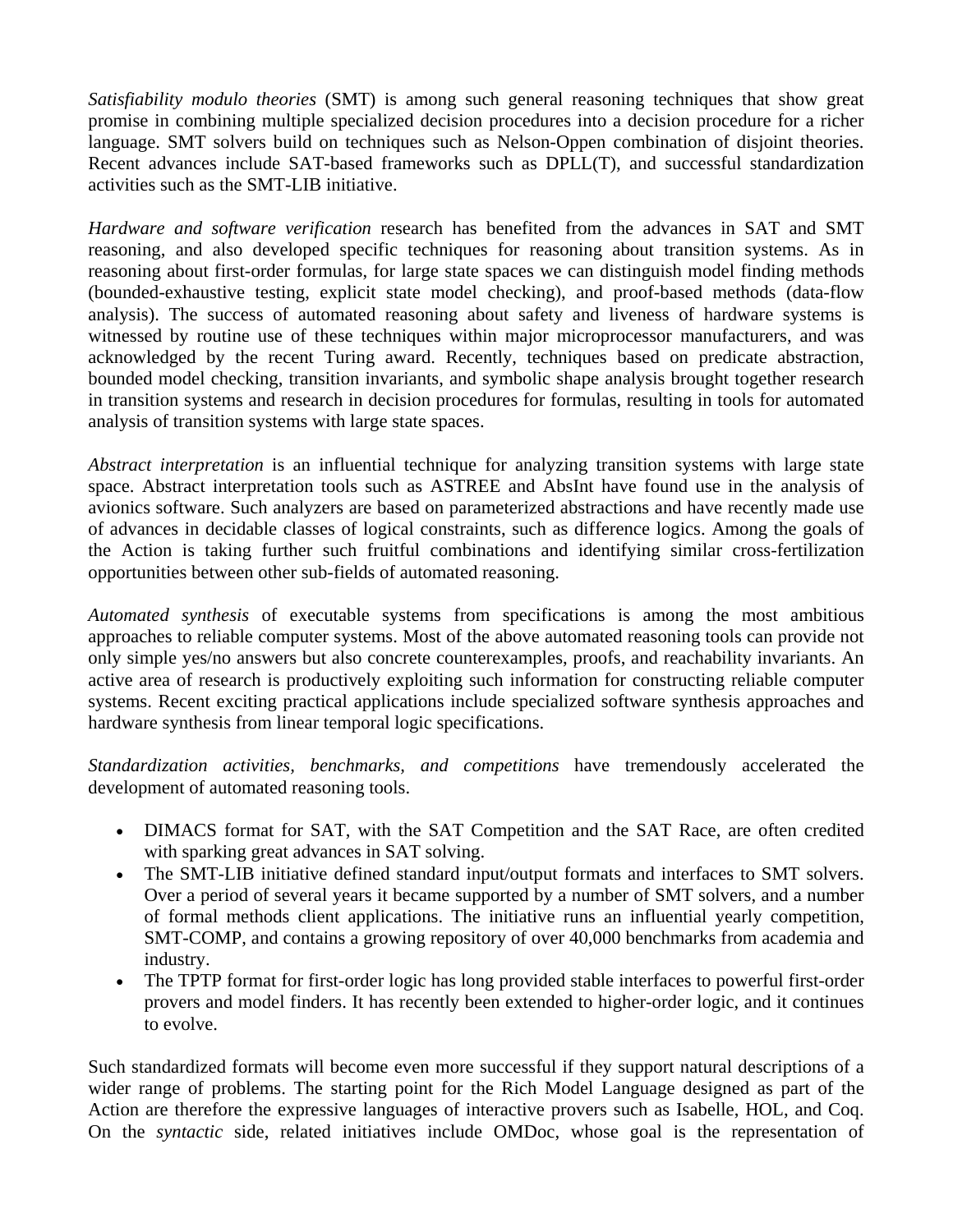*Satisfiability modulo theories* (SMT) is among such general reasoning techniques that show great promise in combining multiple specialized decision procedures into a decision procedure for a richer language. SMT solvers build on techniques such as Nelson-Oppen combination of disjoint theories. Recent advances include SAT-based frameworks such as DPLL(T), and successful standardization activities such as the SMT-LIB initiative.

*Hardware and software verification* research has benefited from the advances in SAT and SMT reasoning, and also developed specific techniques for reasoning about transition systems. As in reasoning about first-order formulas, for large state spaces we can distinguish model finding methods (bounded-exhaustive testing, explicit state model checking), and proof-based methods (data-flow analysis). The success of automated reasoning about safety and liveness of hardware systems is witnessed by routine use of these techniques within major microprocessor manufacturers, and was acknowledged by the recent Turing award. Recently, techniques based on predicate abstraction, bounded model checking, transition invariants, and symbolic shape analysis brought together research in transition systems and research in decision procedures for formulas, resulting in tools for automated analysis of transition systems with large state spaces.

*Abstract interpretation* is an influential technique for analyzing transition systems with large state space. Abstract interpretation tools such as ASTREE and AbsInt have found use in the analysis of avionics software. Such analyzers are based on parameterized abstractions and have recently made use of advances in decidable classes of logical constraints, such as difference logics. Among the goals of the Action is taking further such fruitful combinations and identifying similar cross-fertilization opportunities between other sub-fields of automated reasoning.

*Automated synthesis* of executable systems from specifications is among the most ambitious approaches to reliable computer systems. Most of the above automated reasoning tools can provide not only simple yes/no answers but also concrete counterexamples, proofs, and reachability invariants. An active area of research is productively exploiting such information for constructing reliable computer systems. Recent exciting practical applications include specialized software synthesis approaches and hardware synthesis from linear temporal logic specifications.

*Standardization activities, benchmarks, and competitions* have tremendously accelerated the development of automated reasoning tools.

- DIMACS format for SAT, with the SAT Competition and the SAT Race, are often credited with sparking great advances in SAT solving.
- The SMT-LIB initiative defined standard input/output formats and interfaces to SMT solvers. Over a period of several years it became supported by a number of SMT solvers, and a number of formal methods client applications. The initiative runs an influential yearly competition, SMT-COMP, and contains a growing repository of over 40,000 benchmarks from academia and industry.
- The TPTP format for first-order logic has long provided stable interfaces to powerful first-order provers and model finders. It has recently been extended to higher-order logic, and it continues to evolve.

Such standardized formats will become even more successful if they support natural descriptions of a wider range of problems. The starting point for the Rich Model Language designed as part of the Action are therefore the expressive languages of interactive provers such as Isabelle, HOL, and Coq. On the *syntactic* side, related initiatives include OMDoc, whose goal is the representation of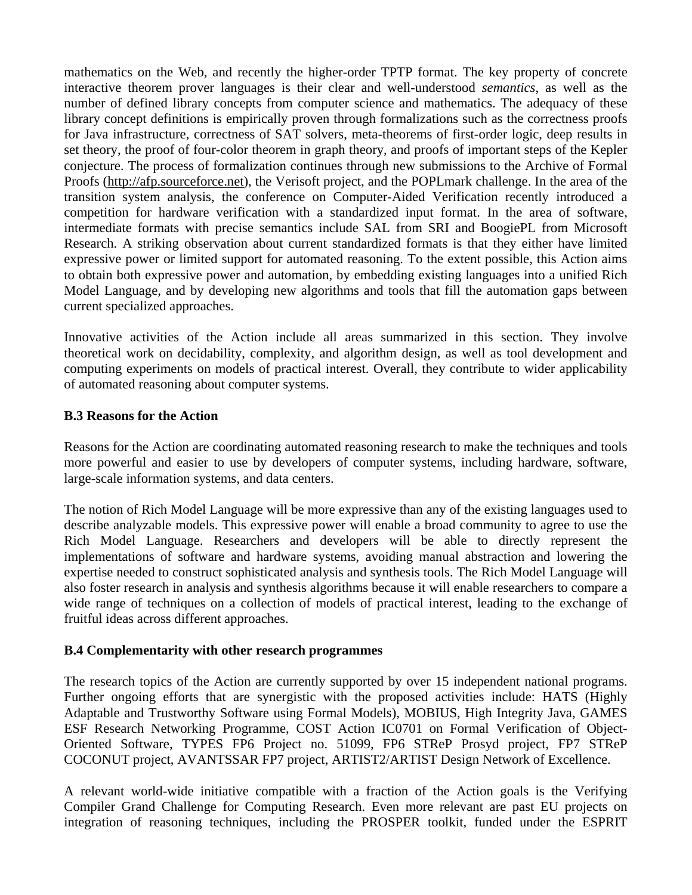mathematics on the Web, and recently the higher-order TPTP format. The key property of concrete interactive theorem prover languages is their clear and well-understood *semantics*, as well as the number of defined library concepts from computer science and mathematics. The adequacy of these library concept definitions is empirically proven through formalizations such as the correctness proofs for Java infrastructure, correctness of SAT solvers, meta-theorems of first-order logic, deep results in set theory, the proof of four-color theorem in graph theory, and proofs of important steps of the Kepler conjecture. The process of formalization continues through new submissions to the Archive of Formal Proofs (http://afp.sourceforce.net), the Verisoft project, and the POPLmark challenge. In the area of the transition system analysis, the conference on Computer-Aided Verification recently introduced a competition for hardware verification with a standardized input format. In the area of software, intermediate formats with precise semantics include SAL from SRI and BoogiePL from Microsoft Research. A striking observation about current standardized formats is that they either have limited expressive power or limited support for automated reasoning. To the extent possible, this Action aims to obtain both expressive power and automation, by embedding existing languages into a unified Rich Model Language, and by developing new algorithms and tools that fill the automation gaps between current specialized approaches.

Innovative activities of the Action include all areas summarized in this section. They involve theoretical work on decidability, complexity, and algorithm design, as well as tool development and computing experiments on models of practical interest. Overall, they contribute to wider applicability of automated reasoning about computer systems.

### B.3 Reasons for the Action

Reasons for the Action are coordinating automated reasoning research to make the techniques and tools more powerful and easier to use by developers of computer systems, including hardware, software, large-scale information systems, and data centers.

The notion of Rich Model Language will be more expressive than any of the existing languages used to describe analyzable models. This expressive power will enable a broad community to agree to use the Rich Model Language. Researchers and developers will be able to directly represent the implementations of software and hardware systems, avoiding manual abstraction and lowering the expertise needed to construct sophisticated analysis and synthesis tools. The Rich Model Language will also foster research in analysis and synthesis algorithms because it will enable researchers to compare a wide range of techniques on a collection of models of practical interest, leading to the exchange of fruitful ideas across different approaches.

### B.4 Complementarity with other research programmes

The research topics of the Action are currently supported by over 15 independent national programs. Further ongoing efforts that are synergistic with the proposed activities include: HATS (Highly Adaptable and Trustworthy Software using Formal Models), MOBIUS, High Integrity Java, GAMES ESF Research Networking Programme, COST Action IC0701 on Formal Verification of Object-Oriented Software, TYPES FP6 Project no. 51099, FP6 STReP Prosyd project, FP7 STReP COCONUT project, AVANTSSAR FP7 project, ARTIST2/ARTIST Design Network of Excellence.

A relevant world-wide initiative compatible with a fraction of the Action goals is the Verifying Compiler Grand Challenge for Computing Research. Even more relevant are past EU projects on integration of reasoning techniques, including the PROSPER toolkit, funded under the ESPRIT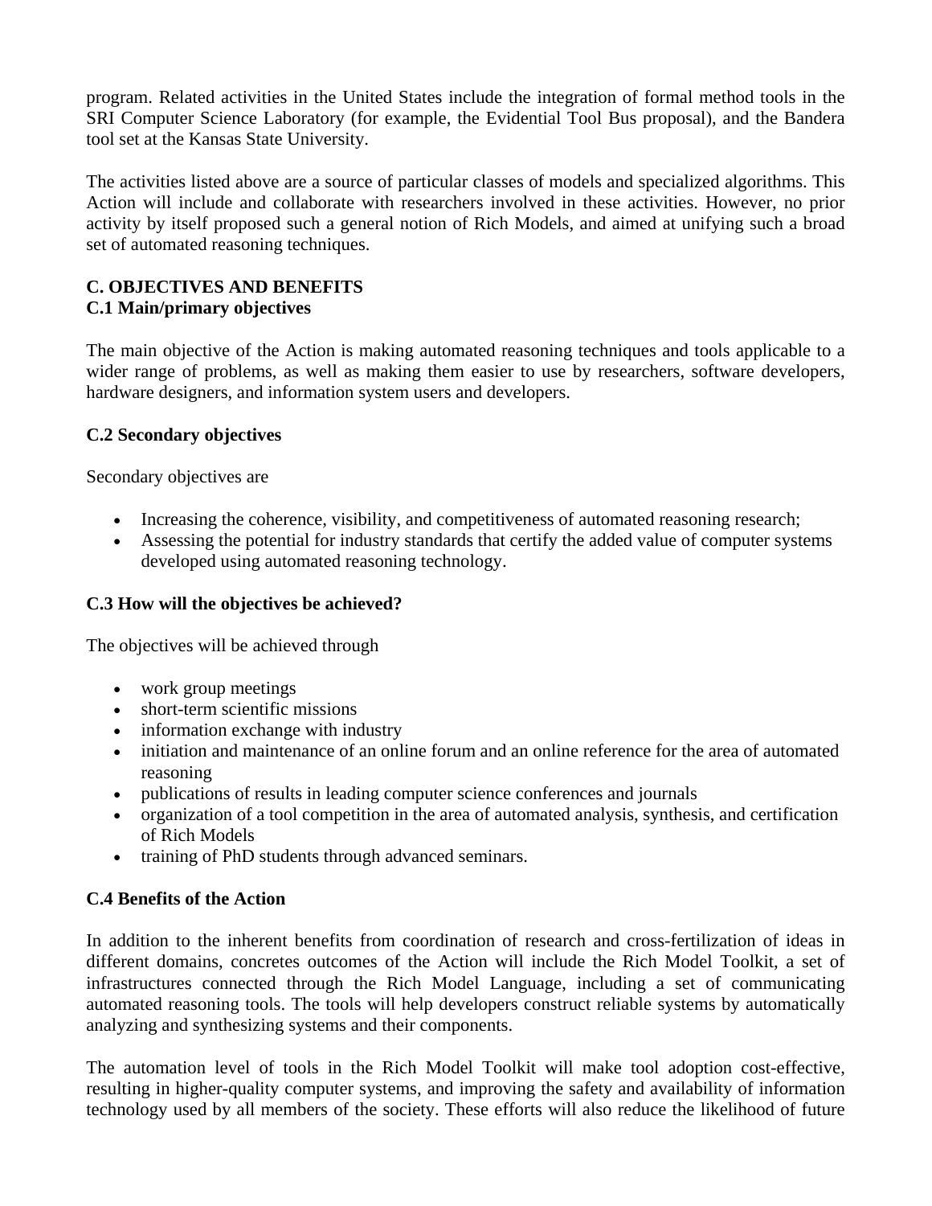program. Related activities in the United States include the integration of formal method tools in the SRI Computer Science Laboratory (for example, the Evidential Tool Bus proposal), and the Bandera tool set at the Kansas State University.

The activities listed above are a source of particular classes of models and specialized algorithms. This Action will include and collaborate with researchers involved in these activities. However, no prior activity by itself proposed such a general notion of Rich Models, and aimed at unifying such a broad set of automated reasoning techniques.

## C. OBJECTIVES AND BENEFITS

### C.1 Main/primary objectives

The main objective of the Action is making automated reasoning techniques and tools applicable to a wider range of problems, as well as making them easier to use by researchers, software developers, hardware designers, and information system users and developers.

### C.2 Secondary objectives

Secondary objectives are

- Increasing the coherence, visibility, and competitiveness of automated reasoning research;
- Assessing the potential for industry standards that certify the added value of computer systems developed using automated reasoning technology.

### C.3 How will the objectives be achieved?

The objectives will be achieved through

- work group meetings
- short-term scientific missions
- information exchange with industry
- initiation and maintenance of an online forum and an online reference for the area of automated reasoning
- publications of results in leading computer science conferences and journals
- organization of a tool competition in the area of automated analysis, synthesis, and certification of Rich Models
- training of PhD students through advanced seminars.

### C.4 Benefits of the Action

In addition to the inherent benefits from coordination of research and cross-fertilization of ideas in different domains, concretes outcomes of the Action will include the Rich Model Toolkit, a set of infrastructures connected through the Rich Model Language, including a set of communicating automated reasoning tools. The tools will help developers construct reliable systems by automatically analyzing and synthesizing systems and their components.

The automation level of tools in the Rich Model Toolkit will make tool adoption cost-effective, resulting in higher-quality computer systems, and improving the safety and availability of information technology used by all members of the society. These efforts will also reduce the likelihood of future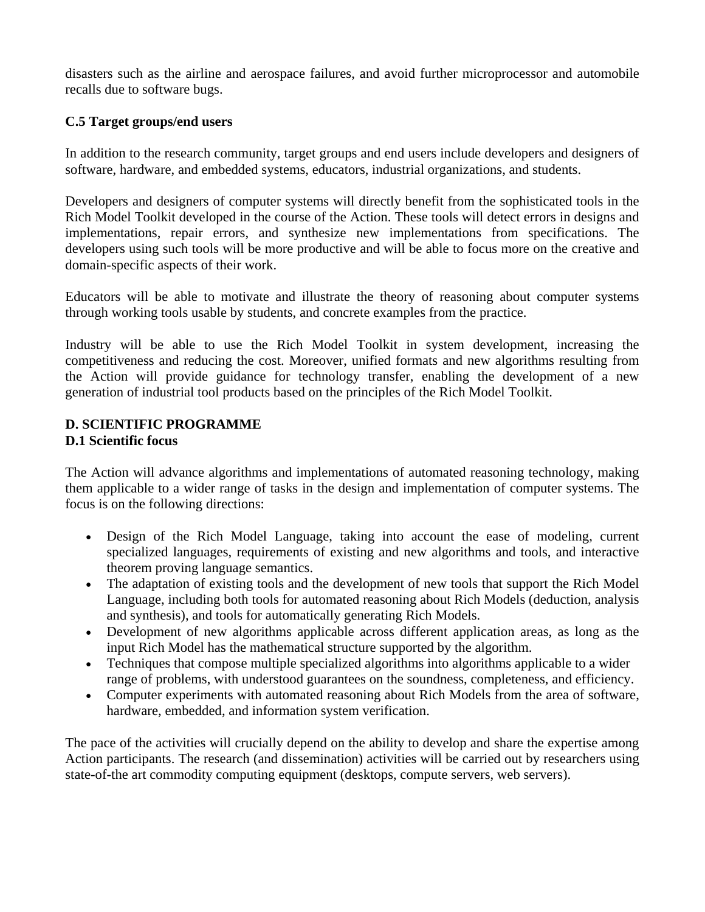disasters such as the airline and aerospace failures, and avoid further microprocessor and automobile recalls due to software bugs.

### C.5 Target groups/end users

In addition to the research community, target groups and end users include developers and designers of software, hardware, and embedded systems, educators, industrial organizations, and students.

Developers and designers of computer systems will directly benefit from the sophisticated tools in the Rich Model Toolkit developed in the course of the Action. These tools will detect errors in designs and implementations, repair errors, and synthesize new implementations from specifications. The developers using such tools will be more productive and will be able to focus more on the creative and domain-specific aspects of their work.

Educators will be able to motivate and illustrate the theory of reasoning about computer systems through working tools usable by students, and concrete examples from the practice.

Industry will be able to use the Rich Model Toolkit in system development, increasing the competitiveness and reducing the cost. Moreover, unified formats and new algorithms resulting from the Action will provide guidance for technology transfer, enabling the development of a new generation of industrial tool products based on the principles of the Rich Model Toolkit.

## D. SCIENTIFIC PROGRAMME

### D.1 Scientific focus

The Action will advance algorithms and implementations of automated reasoning technology, making them applicable to a wider range of tasks in the design and implementation of computer systems. The focus is on the following directions:

- Design of the Rich Model Language, taking into account the ease of modeling, current specialized languages, requirements of existing and new algorithms and tools, and interactive theorem proving language semantics.
- The adaptation of existing tools and the development of new tools that support the Rich Model Language, including both tools for automated reasoning about Rich Models (deduction, analysis and synthesis), and tools for automatically generating Rich Models.
- Development of new algorithms applicable across different application areas, as long as the input Rich Model has the mathematical structure supported by the algorithm.
- Techniques that compose multiple specialized algorithms into algorithms applicable to a wider range of problems, with understood guarantees on the soundness, completeness, and efficiency.
- Computer experiments with automated reasoning about Rich Models from the area of software, hardware, embedded, and information system verification.

The pace of the activities will crucially depend on the ability to develop and share the expertise among Action participants. The research (and dissemination) activities will be carried out by researchers using state-of-the art commodity computing equipment (desktops, compute servers, web servers).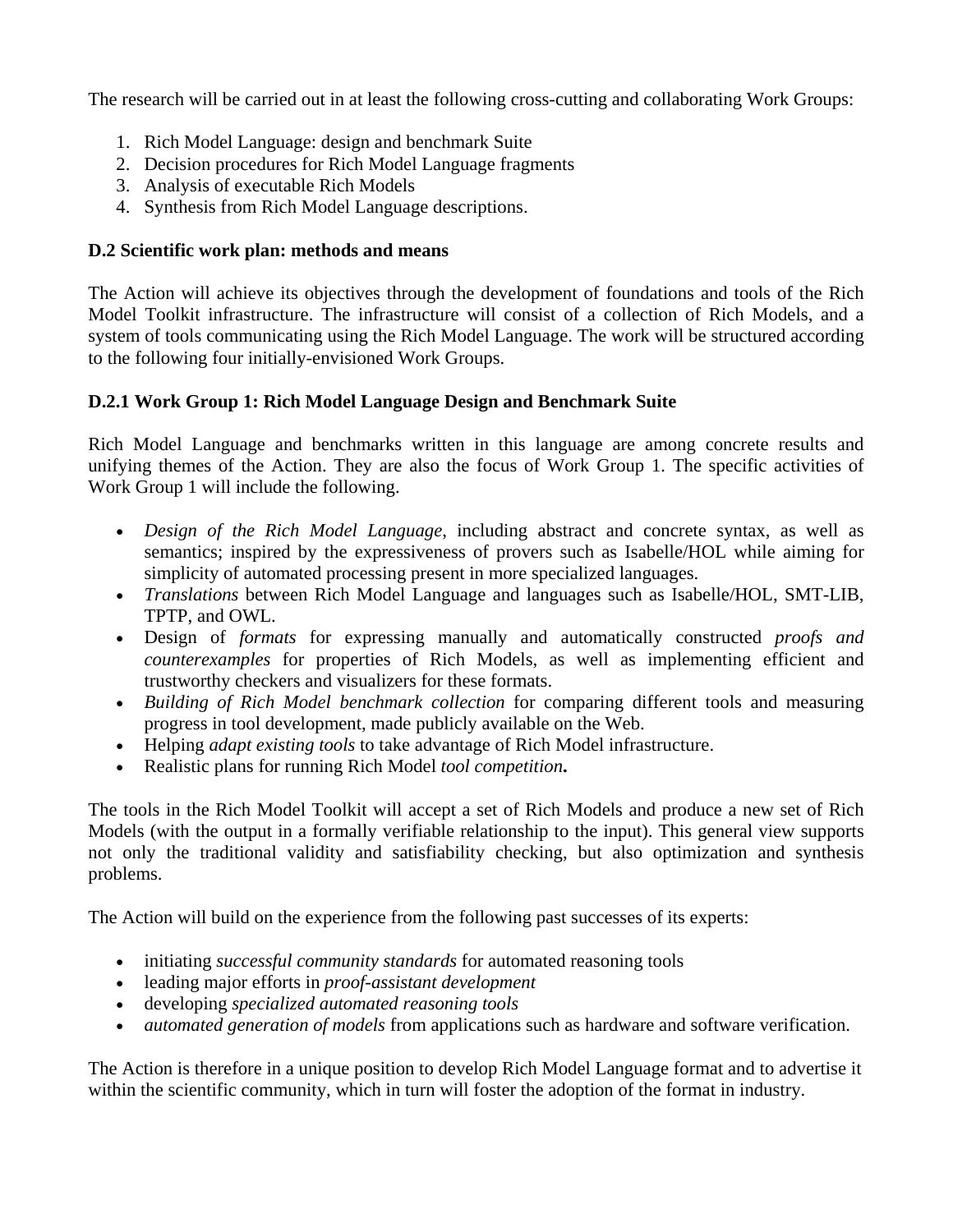The research will be carried out in at least the following cross-cutting and collaborating Work Groups:

1. Rich Model Language: design and benchmark Suite
2. Decision procedures for Rich Model Language fragments
3. Analysis of executable Rich Models
4. Synthesis from Rich Model Language descriptions.

### D.2 Scientific work plan: methods and means

The Action will achieve its objectives through the development of foundations and tools of the Rich Model Toolkit infrastructure. The infrastructure will consist of a collection of Rich Models, and a system of tools communicating using the Rich Model Language. The work will be structured according to the following four initially-envisioned Work Groups.

#### D.2.1 Work Group 1: Rich Model Language Design and Benchmark Suite

Rich Model Language and benchmarks written in this language are among concrete results and unifying themes of the Action. They are also the focus of Work Group 1. The specific activities of Work Group 1 will include the following.

- *Design of the Rich Model Language*, including abstract and concrete syntax, as well as semantics; inspired by the expressiveness of provers such as Isabelle/HOL while aiming for simplicity of automated processing present in more specialized languages.
- *Translations* between Rich Model Language and languages such as Isabelle/HOL, SMT-LIB, TPTP, and OWL.
- Design of *formats* for expressing manually and automatically constructed *proofs and counterexamples* for properties of Rich Models, as well as implementing efficient and trustworthy checkers and visualizers for these formats.
- *Building of Rich Model benchmark collection* for comparing different tools and measuring progress in tool development, made publicly available on the Web.
- Helping *adapt existing tools* to take advantage of Rich Model infrastructure.
- Realistic plans for running Rich Model *tool competition***.**

The tools in the Rich Model Toolkit will accept a set of Rich Models and produce a new set of Rich Models (with the output in a formally verifiable relationship to the input). This general view supports not only the traditional validity and satisfiability checking, but also optimization and synthesis problems.

The Action will build on the experience from the following past successes of its experts:

- initiating *successful community standards* for automated reasoning tools
- leading major efforts in *proof-assistant development*
- developing *specialized automated reasoning tools*
- *automated generation of models* from applications such as hardware and software verification.

The Action is therefore in a unique position to develop Rich Model Language format and to advertise it within the scientific community, which in turn will foster the adoption of the format in industry.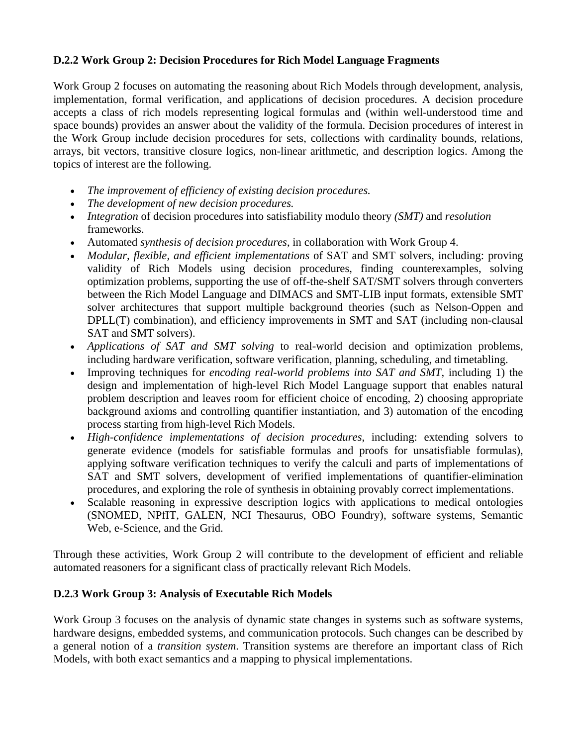### D.2.2 Work Group 2: Decision Procedures for Rich Model Language Fragments

Work Group 2 focuses on automating the reasoning about Rich Models through development, analysis, implementation, formal verification, and applications of decision procedures. A decision procedure accepts a class of rich models representing logical formulas and (within well-understood time and space bounds) provides an answer about the validity of the formula. Decision procedures of interest in the Work Group include decision procedures for sets, collections with cardinality bounds, relations, arrays, bit vectors, transitive closure logics, non-linear arithmetic, and description logics. Among the topics of interest are the following.

- *The improvement of efficiency of existing decision procedures.*
- *The development of new decision procedures.*
- *Integration* of decision procedures into satisfiability modulo theory *(SMT)* and *resolution* frameworks.
- Automated *synthesis of decision procedures*, in collaboration with Work Group 4.
- *Modular, flexible, and efficient implementations* of SAT and SMT solvers, including: proving validity of Rich Models using decision procedures, finding counterexamples, solving optimization problems, supporting the use of off-the-shelf SAT/SMT solvers through converters between the Rich Model Language and DIMACS and SMT-LIB input formats, extensible SMT solver architectures that support multiple background theories (such as Nelson-Oppen and DPLL(T) combination), and efficiency improvements in SMT and SAT (including non-clausal SAT and SMT solvers).
- *Applications of SAT and SMT solving* to real-world decision and optimization problems, including hardware verification, software verification, planning, scheduling, and timetabling.
- Improving techniques for *encoding real-world problems into SAT and SMT*, including 1) the design and implementation of high-level Rich Model Language support that enables natural problem description and leaves room for efficient choice of encoding, 2) choosing appropriate background axioms and controlling quantifier instantiation, and 3) automation of the encoding process starting from high-level Rich Models.
- *High-confidence implementations of decision procedures*, including: extending solvers to generate evidence (models for satisfiable formulas and proofs for unsatisfiable formulas), applying software verification techniques to verify the calculi and parts of implementations of SAT and SMT solvers, development of verified implementations of quantifier-elimination procedures, and exploring the role of synthesis in obtaining provably correct implementations.
- Scalable reasoning in expressive description logics with applications to medical ontologies (SNOMED, NPfIT, GALEN, NCI Thesaurus, OBO Foundry), software systems, Semantic Web, e-Science, and the Grid.

Through these activities, Work Group 2 will contribute to the development of efficient and reliable automated reasoners for a significant class of practically relevant Rich Models.

### D.2.3 Work Group 3: Analysis of Executable Rich Models

Work Group 3 focuses on the analysis of dynamic state changes in systems such as software systems, hardware designs, embedded systems, and communication protocols. Such changes can be described by a general notion of a *transition system*. Transition systems are therefore an important class of Rich Models, with both exact semantics and a mapping to physical implementations.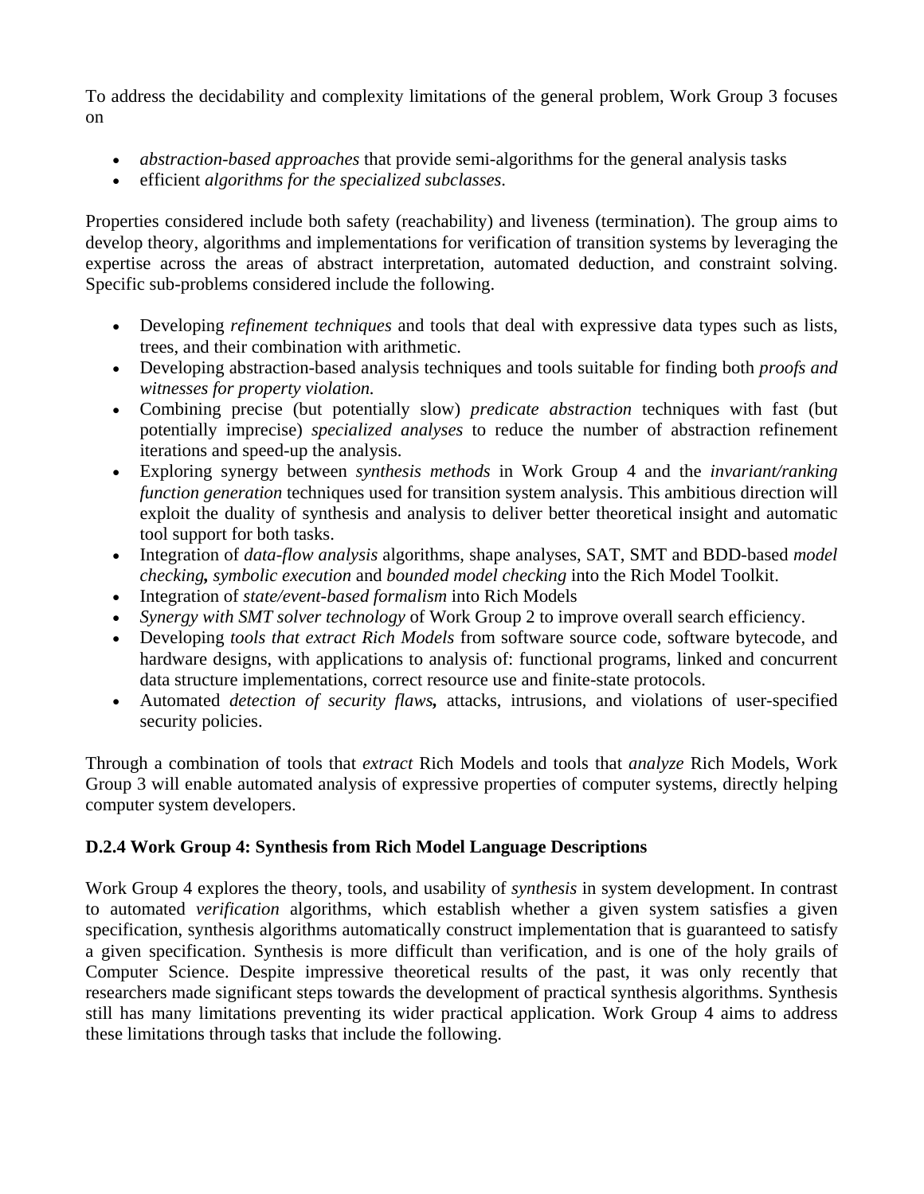To address the decidability and complexity limitations of the general problem, Work Group 3 focuses on

- *abstraction-based approaches* that provide semi-algorithms for the general analysis tasks
- efficient *algorithms for the specialized subclasses*.

Properties considered include both safety (reachability) and liveness (termination). The group aims to develop theory, algorithms and implementations for verification of transition systems by leveraging the expertise across the areas of abstract interpretation, automated deduction, and constraint solving. Specific sub-problems considered include the following.

- Developing *refinement techniques* and tools that deal with expressive data types such as lists, trees, and their combination with arithmetic.
- Developing abstraction-based analysis techniques and tools suitable for finding both *proofs and witnesses for property violation.*
- Combining precise (but potentially slow) *predicate abstraction* techniques with fast (but potentially imprecise) *specialized analyses* to reduce the number of abstraction refinement iterations and speed-up the analysis.
- Exploring synergy between *synthesis methods* in Work Group 4 and the *invariant/ranking function generation* techniques used for transition system analysis. This ambitious direction will exploit the duality of synthesis and analysis to deliver better theoretical insight and automatic tool support for both tasks.
- Integration of *data-flow analysis* algorithms, shape analyses, SAT, SMT and BDD-based *model checking**,* *symbolic execution* and *bounded model checking* into the Rich Model Toolkit.
- Integration of *state/event-based formalism* into Rich Models
- *Synergy with SMT solver technology* of Work Group 2 to improve overall search efficiency.
- Developing *tools that extract Rich Models* from software source code, software bytecode, and hardware designs, with applications to analysis of: functional programs, linked and concurrent data structure implementations, correct resource use and finite-state protocols.
- Automated *detection of security flaws**,* attacks, intrusions, and violations of user-specified security policies.

Through a combination of tools that *extract* Rich Models and tools that *analyze* Rich Models, Work Group 3 will enable automated analysis of expressive properties of computer systems, directly helping computer system developers.

### D.2.4 Work Group 4: Synthesis from Rich Model Language Descriptions

Work Group 4 explores the theory, tools, and usability of *synthesis* in system development. In contrast to automated *verification* algorithms, which establish whether a given system satisfies a given specification, synthesis algorithms automatically construct implementation that is guaranteed to satisfy a given specification. Synthesis is more difficult than verification, and is one of the holy grails of Computer Science. Despite impressive theoretical results of the past, it was only recently that researchers made significant steps towards the development of practical synthesis algorithms. Synthesis still has many limitations preventing its wider practical application. Work Group 4 aims to address these limitations through tasks that include the following.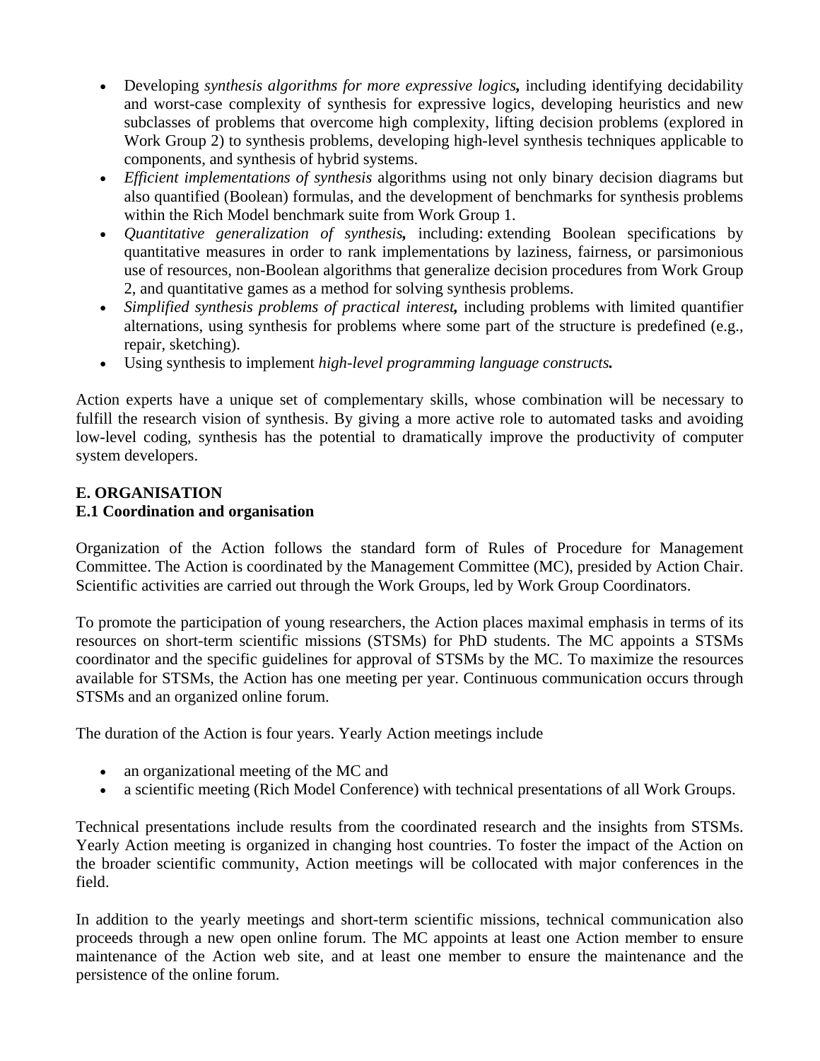- Developing *synthesis algorithms for more expressive logics***,** including identifying decidability and worst-case complexity of synthesis for expressive logics, developing heuristics and new subclasses of problems that overcome high complexity, lifting decision problems (explored in Work Group 2) to synthesis problems, developing high-level synthesis techniques applicable to components, and synthesis of hybrid systems.
- *Efficient implementations of synthesis* algorithms using not only binary decision diagrams but also quantified (Boolean) formulas, and the development of benchmarks for synthesis problems within the Rich Model benchmark suite from Work Group 1.
- *Quantitative generalization of synthesis***,** including: extending Boolean specifications by quantitative measures in order to rank implementations by laziness, fairness, or parsimonious use of resources, non-Boolean algorithms that generalize decision procedures from Work Group 2, and quantitative games as a method for solving synthesis problems.
- *Simplified synthesis problems of practical interest***,** including problems with limited quantifier alternations, using synthesis for problems where some part of the structure is predefined (e.g., repair, sketching).
- Using synthesis to implement *high-level programming language constructs***.**

Action experts have a unique set of complementary skills, whose combination will be necessary to fulfill the research vision of synthesis. By giving a more active role to automated tasks and avoiding low-level coding, synthesis has the potential to dramatically improve the productivity of computer system developers.

## E. ORGANISATION

### E.1 Coordination and organisation

Organization of the Action follows the standard form of Rules of Procedure for Management Committee. The Action is coordinated by the Management Committee (MC), presided by Action Chair. Scientific activities are carried out through the Work Groups, led by Work Group Coordinators.

To promote the participation of young researchers, the Action places maximal emphasis in terms of its resources on short-term scientific missions (STSMs) for PhD students. The MC appoints a STSMs coordinator and the specific guidelines for approval of STSMs by the MC. To maximize the resources available for STSMs, the Action has one meeting per year. Continuous communication occurs through STSMs and an organized online forum.

The duration of the Action is four years. Yearly Action meetings include

- an organizational meeting of the MC and
- a scientific meeting (Rich Model Conference) with technical presentations of all Work Groups.

Technical presentations include results from the coordinated research and the insights from STSMs. Yearly Action meeting is organized in changing host countries. To foster the impact of the Action on the broader scientific community, Action meetings will be collocated with major conferences in the field.

In addition to the yearly meetings and short-term scientific missions, technical communication also proceeds through a new open online forum. The MC appoints at least one Action member to ensure maintenance of the Action web site, and at least one member to ensure the maintenance and the persistence of the online forum.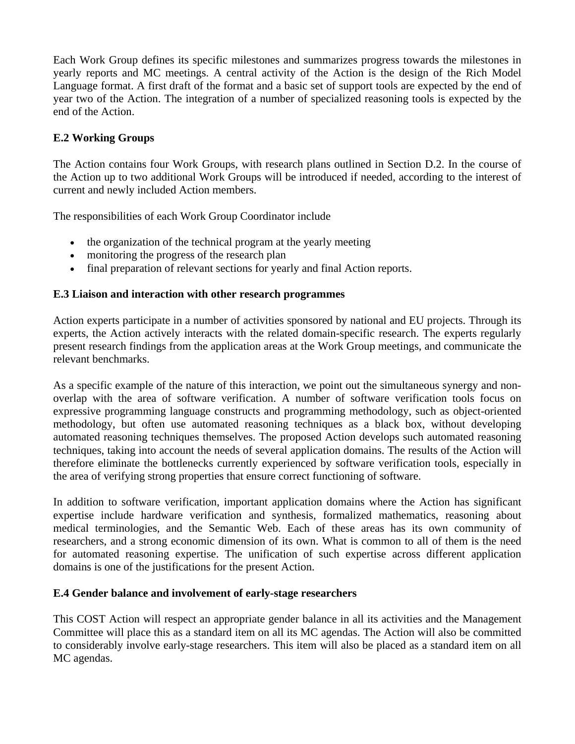Each Work Group defines its specific milestones and summarizes progress towards the milestones in yearly reports and MC meetings. A central activity of the Action is the design of the Rich Model Language format. A first draft of the format and a basic set of support tools are expected by the end of year two of the Action. The integration of a number of specialized reasoning tools is expected by the end of the Action.

### E.2 Working Groups

The Action contains four Work Groups, with research plans outlined in Section D.2. In the course of the Action up to two additional Work Groups will be introduced if needed, according to the interest of current and newly included Action members.

The responsibilities of each Work Group Coordinator include

- the organization of the technical program at the yearly meeting
- monitoring the progress of the research plan
- final preparation of relevant sections for yearly and final Action reports.

### E.3 Liaison and interaction with other research programmes

Action experts participate in a number of activities sponsored by national and EU projects. Through its experts, the Action actively interacts with the related domain-specific research. The experts regularly present research findings from the application areas at the Work Group meetings, and communicate the relevant benchmarks.

As a specific example of the nature of this interaction, we point out the simultaneous synergy and non-overlap with the area of software verification. A number of software verification tools focus on expressive programming language constructs and programming methodology, such as object-oriented methodology, but often use automated reasoning techniques as a black box, without developing automated reasoning techniques themselves. The proposed Action develops such automated reasoning techniques, taking into account the needs of several application domains. The results of the Action will therefore eliminate the bottlenecks currently experienced by software verification tools, especially in the area of verifying strong properties that ensure correct functioning of software.

In addition to software verification, important application domains where the Action has significant expertise include hardware verification and synthesis, formalized mathematics, reasoning about medical terminologies, and the Semantic Web. Each of these areas has its own community of researchers, and a strong economic dimension of its own. What is common to all of them is the need for automated reasoning expertise. The unification of such expertise across different application domains is one of the justifications for the present Action.

### E.4 Gender balance and involvement of early-stage researchers

This COST Action will respect an appropriate gender balance in all its activities and the Management Committee will place this as a standard item on all its MC agendas. The Action will also be committed to considerably involve early-stage researchers. This item will also be placed as a standard item on all MC agendas.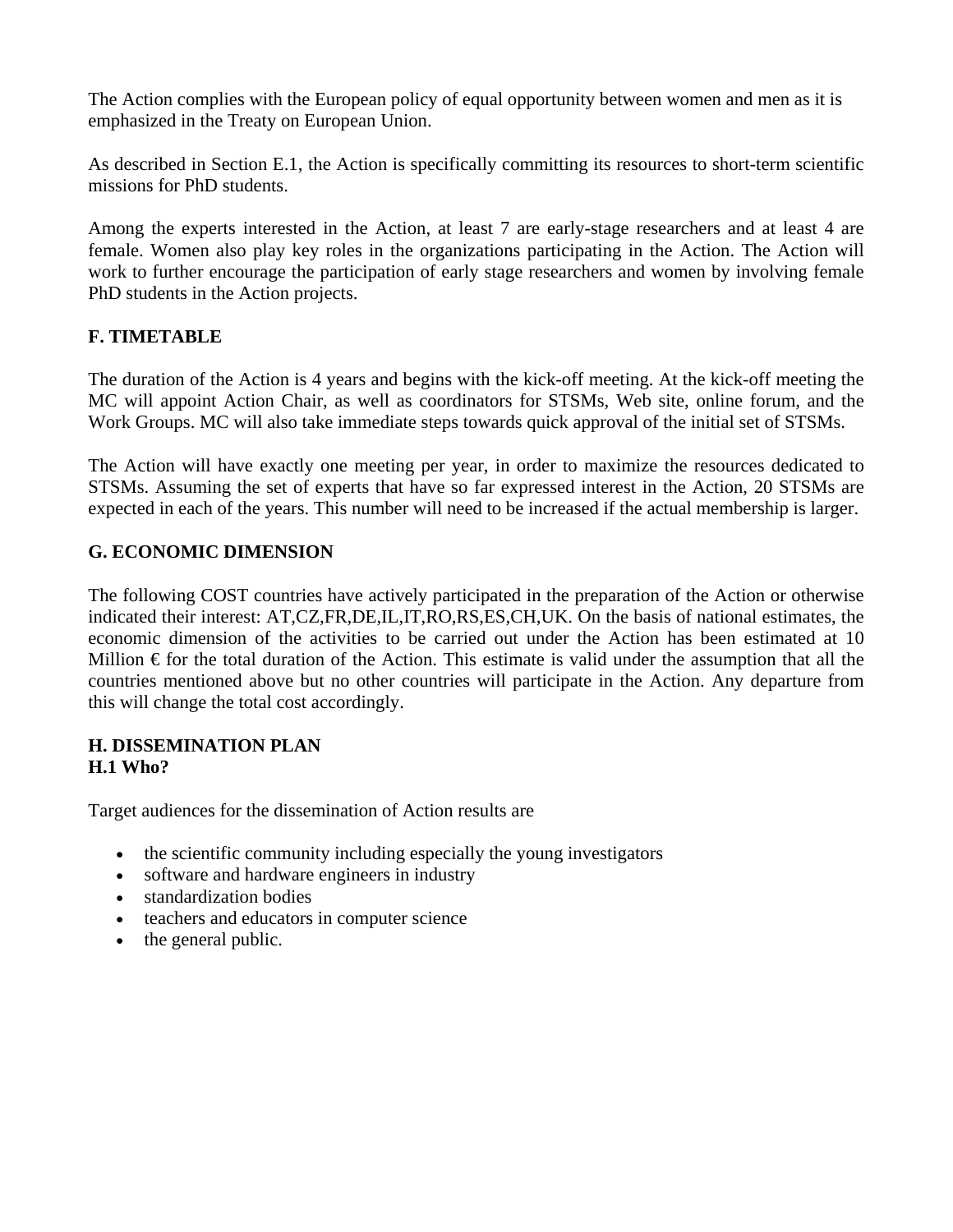The Action complies with the European policy of equal opportunity between women and men as it is emphasized in the Treaty on European Union.

As described in Section E.1, the Action is specifically committing its resources to short-term scientific missions for PhD students.

Among the experts interested in the Action, at least 7 are early-stage researchers and at least 4 are female. Women also play key roles in the organizations participating in the Action. The Action will work to further encourage the participation of early stage researchers and women by involving female PhD students in the Action projects.

## F. TIMETABLE

The duration of the Action is 4 years and begins with the kick-off meeting. At the kick-off meeting the MC will appoint Action Chair, as well as coordinators for STSMs, Web site, online forum, and the Work Groups. MC will also take immediate steps towards quick approval of the initial set of STSMs.

The Action will have exactly one meeting per year, in order to maximize the resources dedicated to STSMs. Assuming the set of experts that have so far expressed interest in the Action, 20 STSMs are expected in each of the years. This number will need to be increased if the actual membership is larger.

## G. ECONOMIC DIMENSION

The following COST countries have actively participated in the preparation of the Action or otherwise indicated their interest: AT,CZ,FR,DE,IL,IT,RO,RS,ES,CH,UK. On the basis of national estimates, the economic dimension of the activities to be carried out under the Action has been estimated at 10 Million € for the total duration of the Action. This estimate is valid under the assumption that all the countries mentioned above but no other countries will participate in the Action. Any departure from this will change the total cost accordingly.

## H. DISSEMINATION PLAN

### H.1 Who?

Target audiences for the dissemination of Action results are

- the scientific community including especially the young investigators
- software and hardware engineers in industry
- standardization bodies
- teachers and educators in computer science
- the general public.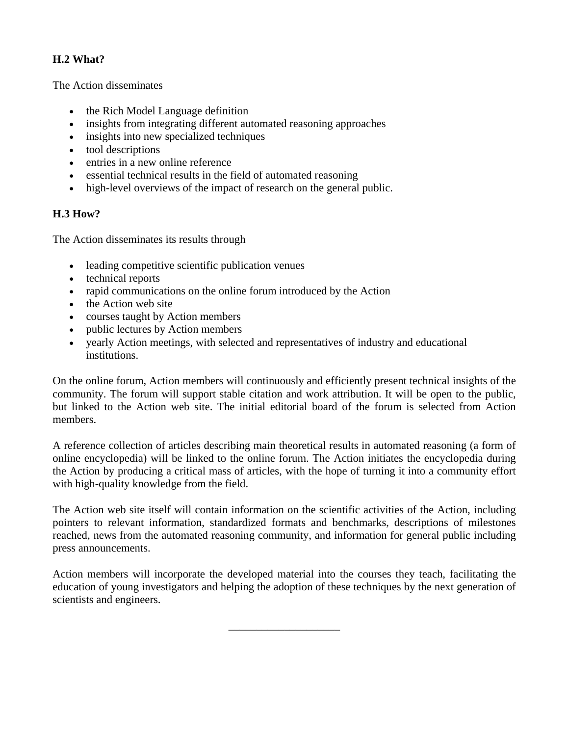### H.2 What?

The Action disseminates

- the Rich Model Language definition
- insights from integrating different automated reasoning approaches
- insights into new specialized techniques
- tool descriptions
- entries in a new online reference
- essential technical results in the field of automated reasoning
- high-level overviews of the impact of research on the general public.

### H.3 How?

The Action disseminates its results through

- leading competitive scientific publication venues
- technical reports
- rapid communications on the online forum introduced by the Action
- the Action web site
- courses taught by Action members
- public lectures by Action members
- yearly Action meetings, with selected and representatives of industry and educational institutions.

On the online forum, Action members will continuously and efficiently present technical insights of the community. The forum will support stable citation and work attribution. It will be open to the public, but linked to the Action web site. The initial editorial board of the forum is selected from Action members.

A reference collection of articles describing main theoretical results in automated reasoning (a form of online encyclopedia) will be linked to the online forum. The Action initiates the encyclopedia during the Action by producing a critical mass of articles, with the hope of turning it into a community effort with high-quality knowledge from the field.

The Action web site itself will contain information on the scientific activities of the Action, including pointers to relevant information, standardized formats and benchmarks, descriptions of milestones reached, news from the automated reasoning community, and information for general public including press announcements.

Action members will incorporate the developed material into the courses they teach, facilitating the education of young investigators and helping the adoption of these techniques by the next generation of scientists and engineers.

---